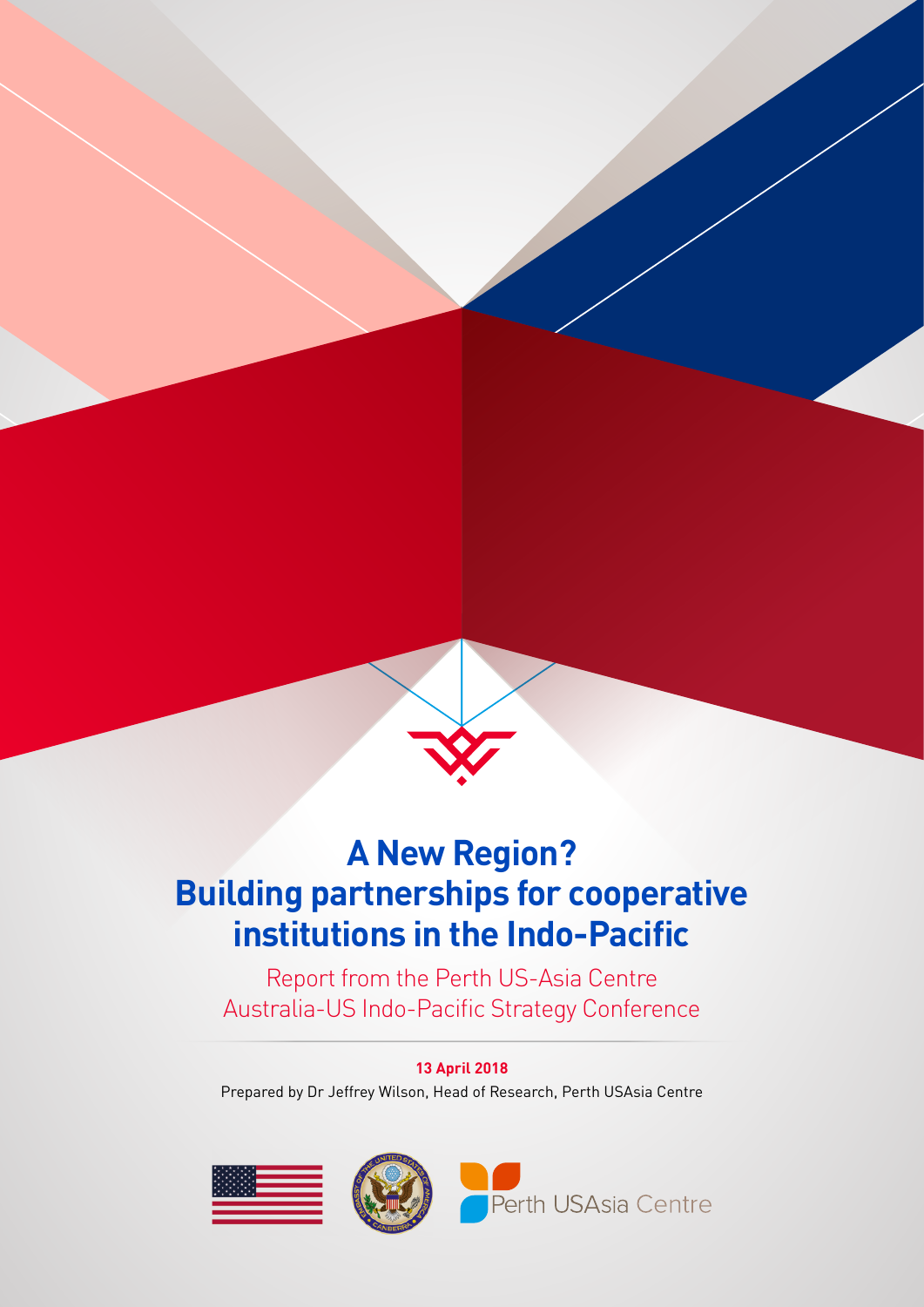# A New Region?
# Building partnerships for cooperative institutions in the Indo-Pacific

Report from the Perth US-Asia Centre
Australia-US Indo-Pacific Strategy Conference

**13 April 2018**

Prepared by Dr Jeffrey Wilson, Head of Research, Perth USAsia Centre

Perth USAsia Centre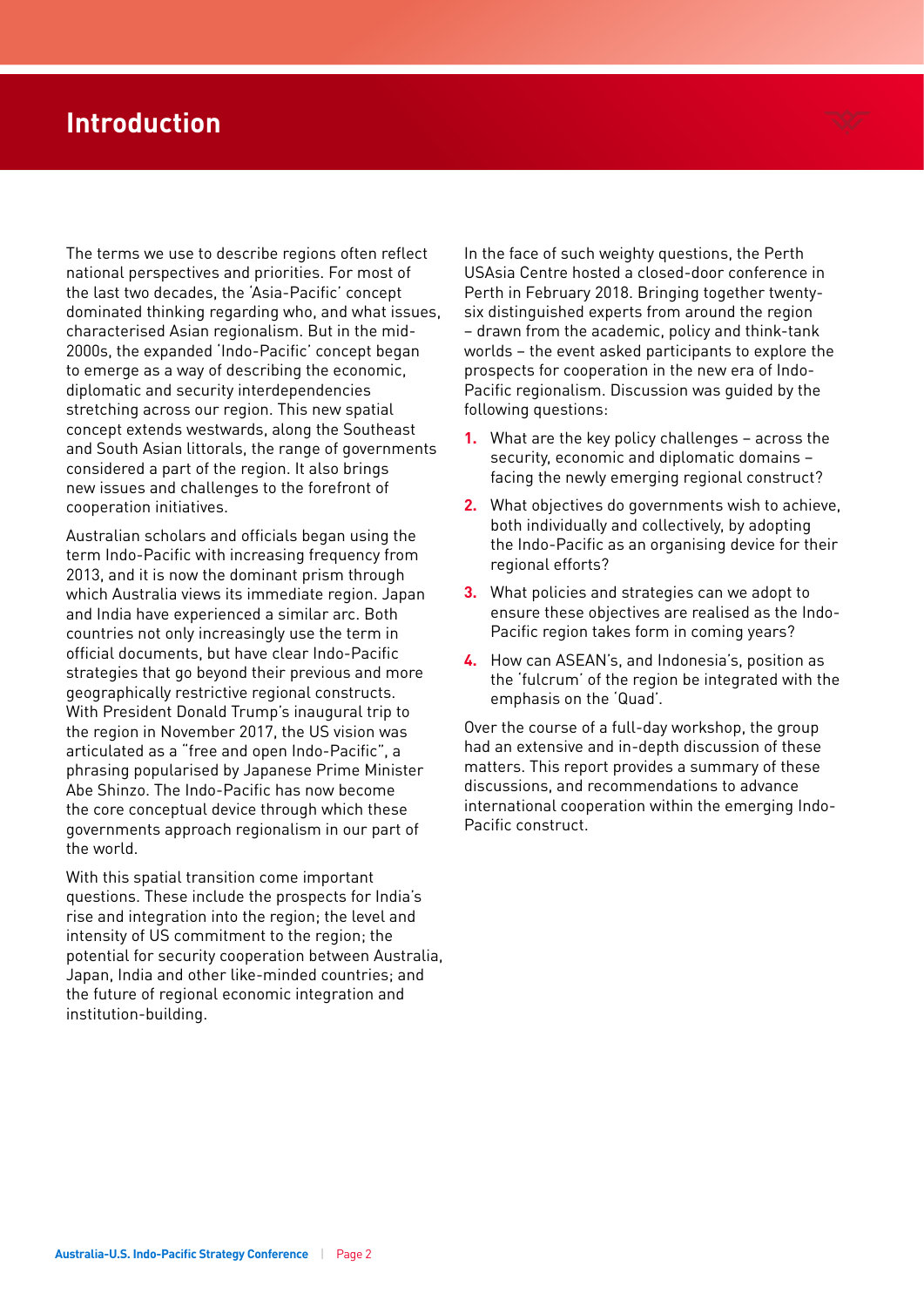# Introduction

The terms we use to describe regions often reflect national perspectives and priorities. For most of the last two decades, the 'Asia-Pacific' concept dominated thinking regarding who, and what issues, characterised Asian regionalism. But in the mid-2000s, the expanded 'Indo-Pacific' concept began to emerge as a way of describing the economic, diplomatic and security interdependencies stretching across our region. This new spatial concept extends westwards, along the Southeast and South Asian littorals, the range of governments considered a part of the region. It also brings new issues and challenges to the forefront of cooperation initiatives.

Australian scholars and officials began using the term Indo-Pacific with increasing frequency from 2013, and it is now the dominant prism through which Australia views its immediate region. Japan and India have experienced a similar arc. Both countries not only increasingly use the term in official documents, but have clear Indo-Pacific strategies that go beyond their previous and more geographically restrictive regional constructs. With President Donald Trump's inaugural trip to the region in November 2017, the US vision was articulated as a "free and open Indo-Pacific", a phrasing popularised by Japanese Prime Minister Abe Shinzo. The Indo-Pacific has now become the core conceptual device through which these governments approach regionalism in our part of the world.

With this spatial transition come important questions. These include the prospects for India's rise and integration into the region; the level and intensity of US commitment to the region; the potential for security cooperation between Australia, Japan, India and other like-minded countries; and the future of regional economic integration and institution-building.

In the face of such weighty questions, the Perth USAsia Centre hosted a closed-door conference in Perth in February 2018. Bringing together twenty-six distinguished experts from around the region – drawn from the academic, policy and think-tank worlds – the event asked participants to explore the prospects for cooperation in the new era of Indo-Pacific regionalism. Discussion was guided by the following questions:

1. What are the key policy challenges – across the security, economic and diplomatic domains – facing the newly emerging regional construct?
2. What objectives do governments wish to achieve, both individually and collectively, by adopting the Indo-Pacific as an organising device for their regional efforts?
3. What policies and strategies can we adopt to ensure these objectives are realised as the Indo-Pacific region takes form in coming years?
4. How can ASEAN's, and Indonesia's, position as the 'fulcrum' of the region be integrated with the emphasis on the 'Quad'.

Over the course of a full-day workshop, the group had an extensive and in-depth discussion of these matters. This report provides a summary of these discussions, and recommendations to advance international cooperation within the emerging Indo-Pacific construct.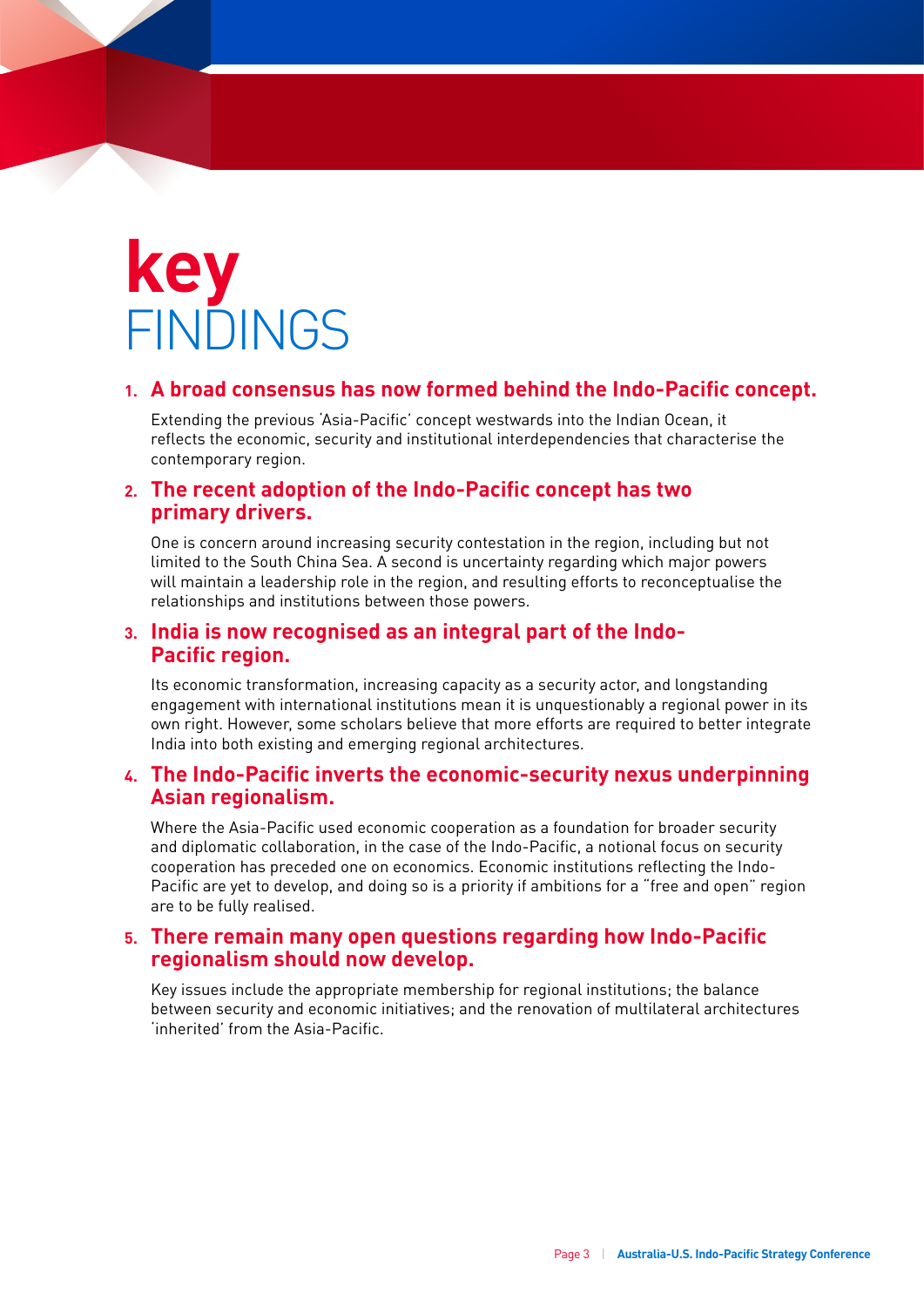# key FINDINGS

1. **A broad consensus has now formed behind the Indo-Pacific concept.**

   Extending the previous 'Asia-Pacific' concept westwards into the Indian Ocean, it reflects the economic, security and institutional interdependencies that characterise the contemporary region.

2. **The recent adoption of the Indo-Pacific concept has two primary drivers.**

   One is concern around increasing security contestation in the region, including but not limited to the South China Sea. A second is uncertainty regarding which major powers will maintain a leadership role in the region, and resulting efforts to reconceptualise the relationships and institutions between those powers.

3. **India is now recognised as an integral part of the Indo-Pacific region.**

   Its economic transformation, increasing capacity as a security actor, and longstanding engagement with international institutions mean it is unquestionably a regional power in its own right. However, some scholars believe that more efforts are required to better integrate India into both existing and emerging regional architectures.

4. **The Indo-Pacific inverts the economic-security nexus underpinning Asian regionalism.**

   Where the Asia-Pacific used economic cooperation as a foundation for broader security and diplomatic collaboration, in the case of the Indo-Pacific, a notional focus on security cooperation has preceded one on economics. Economic institutions reflecting the Indo-Pacific are yet to develop, and doing so is a priority if ambitions for a "free and open" region are to be fully realised.

5. **There remain many open questions regarding how Indo-Pacific regionalism should now develop.**

   Key issues include the appropriate membership for regional institutions; the balance between security and economic initiatives; and the renovation of multilateral architectures 'inherited' from the Asia-Pacific.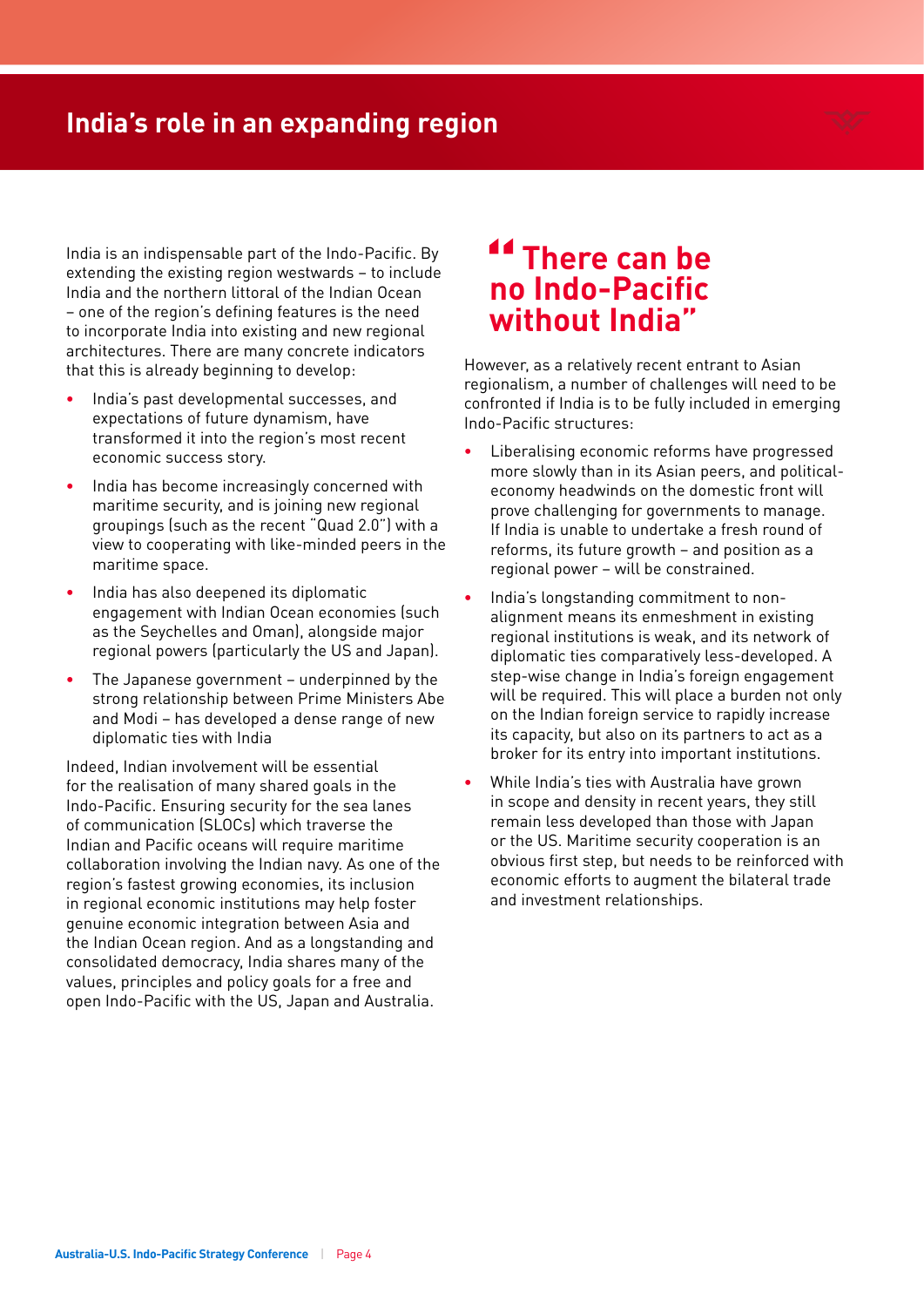# India's role in an expanding region

India is an indispensable part of the Indo-Pacific. By extending the existing region westwards – to include India and the northern littoral of the Indian Ocean – one of the region's defining features is the need to incorporate India into existing and new regional architectures. There are many concrete indicators that this is already beginning to develop:

- India's past developmental successes, and expectations of future dynamism, have transformed it into the region's most recent economic success story.
- India has become increasingly concerned with maritime security, and is joining new regional groupings (such as the recent "Quad 2.0") with a view to cooperating with like-minded peers in the maritime space.
- India has also deepened its diplomatic engagement with Indian Ocean economies (such as the Seychelles and Oman), alongside major regional powers (particularly the US and Japan).
- The Japanese government – underpinned by the strong relationship between Prime Ministers Abe and Modi – has developed a dense range of new diplomatic ties with India

Indeed, Indian involvement will be essential for the realisation of many shared goals in the Indo-Pacific. Ensuring security for the sea lanes of communication (SLOCs) which traverse the Indian and Pacific oceans will require maritime collaboration involving the Indian navy. As one of the region's fastest growing economies, its inclusion in regional economic institutions may help foster genuine economic integration between Asia and the Indian Ocean region. And as a longstanding and consolidated democracy, India shares many of the values, principles and policy goals for a free and open Indo-Pacific with the US, Japan and Australia.

> **"There can be no Indo-Pacific without India"**

However, as a relatively recent entrant to Asian regionalism, a number of challenges will need to be confronted if India is to be fully included in emerging Indo-Pacific structures:

- Liberalising economic reforms have progressed more slowly than in its Asian peers, and political-economy headwinds on the domestic front will prove challenging for governments to manage. If India is unable to undertake a fresh round of reforms, its future growth – and position as a regional power – will be constrained.
- India's longstanding commitment to non-alignment means its enmeshment in existing regional institutions is weak, and its network of diplomatic ties comparatively less-developed. A step-wise change in India's foreign engagement will be required. This will place a burden not only on the Indian foreign service to rapidly increase its capacity, but also on its partners to act as a broker for its entry into important institutions.
- While India's ties with Australia have grown in scope and density in recent years, they still remain less developed than those with Japan or the US. Maritime security cooperation is an obvious first step, but needs to be reinforced with economic efforts to augment the bilateral trade and investment relationships.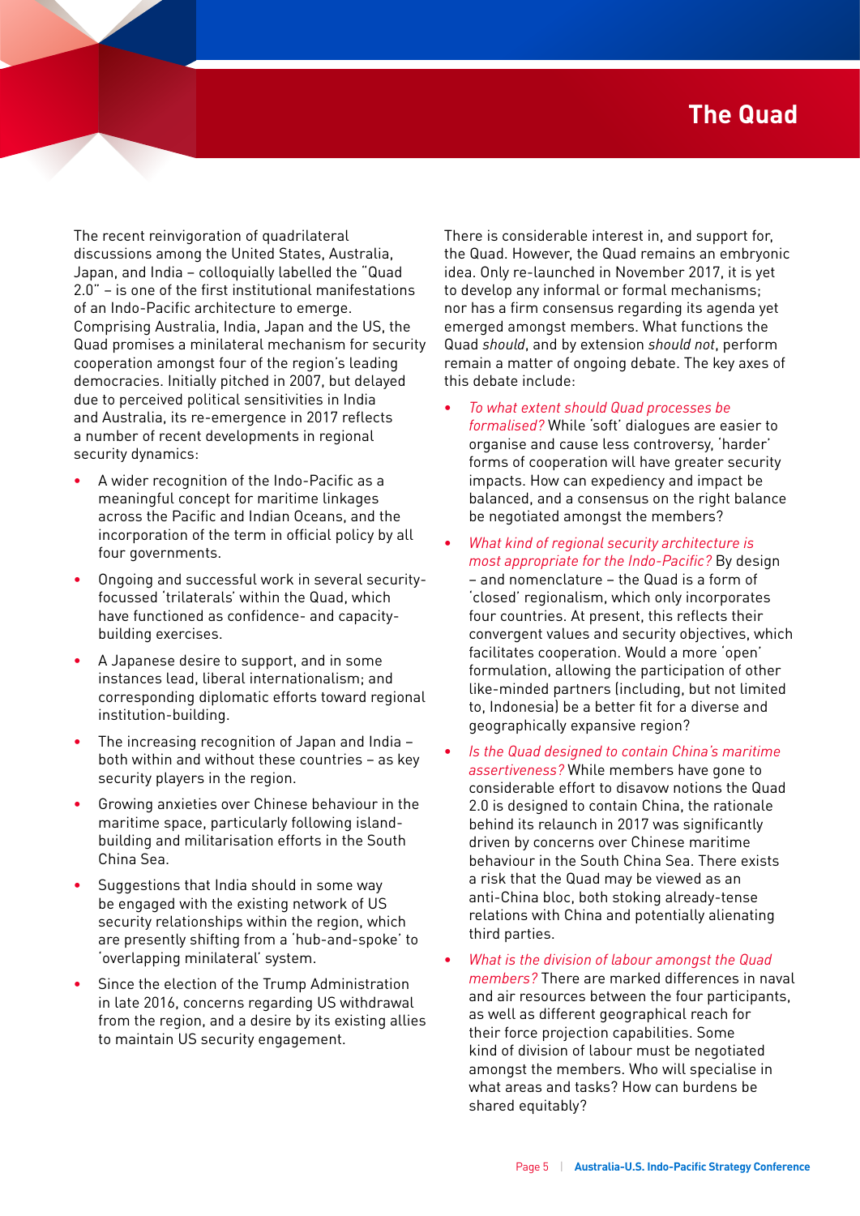# The Quad

The recent reinvigoration of quadrilateral discussions among the United States, Australia, Japan, and India – colloquially labelled the "Quad 2.0" – is one of the first institutional manifestations of an Indo-Pacific architecture to emerge. Comprising Australia, India, Japan and the US, the Quad promises a minilateral mechanism for security cooperation amongst four of the region's leading democracies. Initially pitched in 2007, but delayed due to perceived political sensitivities in India and Australia, its re-emergence in 2017 reflects a number of recent developments in regional security dynamics:

- A wider recognition of the Indo-Pacific as a meaningful concept for maritime linkages across the Pacific and Indian Oceans, and the incorporation of the term in official policy by all four governments.
- Ongoing and successful work in several security-focussed 'trilaterals' within the Quad, which have functioned as confidence- and capacity-building exercises.
- A Japanese desire to support, and in some instances lead, liberal internationalism; and corresponding diplomatic efforts toward regional institution-building.
- The increasing recognition of Japan and India – both within and without these countries – as key security players in the region.
- Growing anxieties over Chinese behaviour in the maritime space, particularly following island-building and militarisation efforts in the South China Sea.
- Suggestions that India should in some way be engaged with the existing network of US security relationships within the region, which are presently shifting from a 'hub-and-spoke' to 'overlapping minilateral' system.
- Since the election of the Trump Administration in late 2016, concerns regarding US withdrawal from the region, and a desire by its existing allies to maintain US security engagement.

There is considerable interest in, and support for, the Quad. However, the Quad remains an embryonic idea. Only re-launched in November 2017, it is yet to develop any informal or formal mechanisms; nor has a firm consensus regarding its agenda yet emerged amongst members. What functions the Quad *should*, and by extension *should not*, perform remain a matter of ongoing debate. The key axes of this debate include:

- *To what extent should Quad processes be formalised?* While 'soft' dialogues are easier to organise and cause less controversy, 'harder' forms of cooperation will have greater security impacts. How can expediency and impact be balanced, and a consensus on the right balance be negotiated amongst the members?
- *What kind of regional security architecture is most appropriate for the Indo-Pacific?* By design – and nomenclature – the Quad is a form of 'closed' regionalism, which only incorporates four countries. At present, this reflects their convergent values and security objectives, which facilitates cooperation. Would a more 'open' formulation, allowing the participation of other like-minded partners (including, but not limited to, Indonesia) be a better fit for a diverse and geographically expansive region?
- *Is the Quad designed to contain China's maritime assertiveness?* While members have gone to considerable effort to disavow notions the Quad 2.0 is designed to contain China, the rationale behind its relaunch in 2017 was significantly driven by concerns over Chinese maritime behaviour in the South China Sea. There exists a risk that the Quad may be viewed as an anti-China bloc, both stoking already-tense relations with China and potentially alienating third parties.
- *What is the division of labour amongst the Quad members?* There are marked differences in naval and air resources between the four participants, as well as different geographical reach for their force projection capabilities. Some kind of division of labour must be negotiated amongst the members. Who will specialise in what areas and tasks? How can burdens be shared equitably?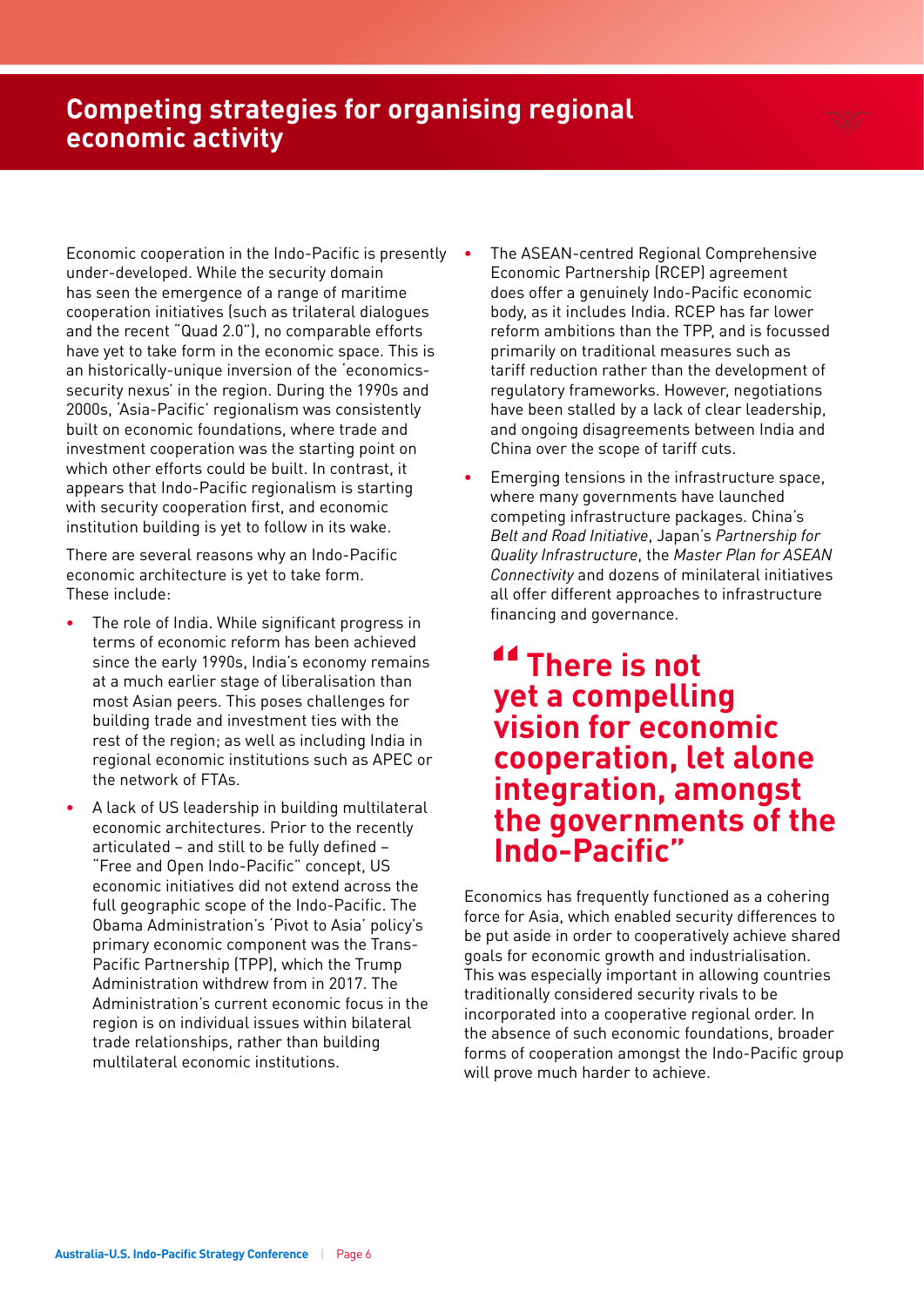# Competing strategies for organising regional economic activity

Economic cooperation in the Indo-Pacific is presently under-developed. While the security domain has seen the emergence of a range of maritime cooperation initiatives (such as trilateral dialogues and the recent "Quad 2.0"), no comparable efforts have yet to take form in the economic space. This is an historically-unique inversion of the 'economics-security nexus' in the region. During the 1990s and 2000s, 'Asia-Pacific' regionalism was consistently built on economic foundations, where trade and investment cooperation was the starting point on which other efforts could be built. In contrast, it appears that Indo-Pacific regionalism is starting with security cooperation first, and economic institution building is yet to follow in its wake.

There are several reasons why an Indo-Pacific economic architecture is yet to take form. These include:

- The role of India. While significant progress in terms of economic reform has been achieved since the early 1990s, India's economy remains at a much earlier stage of liberalisation than most Asian peers. This poses challenges for building trade and investment ties with the rest of the region; as well as including India in regional economic institutions such as APEC or the network of FTAs.
- A lack of US leadership in building multilateral economic architectures. Prior to the recently articulated – and still to be fully defined – "Free and Open Indo-Pacific" concept, US economic initiatives did not extend across the full geographic scope of the Indo-Pacific. The Obama Administration's 'Pivot to Asia' policy's primary economic component was the Trans-Pacific Partnership (TPP), which the Trump Administration withdrew from in 2017. The Administration's current economic focus in the region is on individual issues within bilateral trade relationships, rather than building multilateral economic institutions.
- The ASEAN-centred Regional Comprehensive Economic Partnership (RCEP) agreement does offer a genuinely Indo-Pacific economic body, as it includes India. RCEP has far lower reform ambitions than the TPP, and is focussed primarily on traditional measures such as tariff reduction rather than the development of regulatory frameworks. However, negotiations have been stalled by a lack of clear leadership, and ongoing disagreements between India and China over the scope of tariff cuts.
- Emerging tensions in the infrastructure space, where many governments have launched competing infrastructure packages. China's *Belt and Road Initiative*, Japan's *Partnership for Quality Infrastructure*, the *Master Plan for ASEAN Connectivity* and dozens of minilateral initiatives all offer different approaches to infrastructure financing and governance.

> **"There is not yet a compelling vision for economic cooperation, let alone integration, amongst the governments of the Indo-Pacific"**

Economics has frequently functioned as a cohering force for Asia, which enabled security differences to be put aside in order to cooperatively achieve shared goals for economic growth and industrialisation. This was especially important in allowing countries traditionally considered security rivals to be incorporated into a cooperative regional order. In the absence of such economic foundations, broader forms of cooperation amongst the Indo-Pacific group will prove much harder to achieve.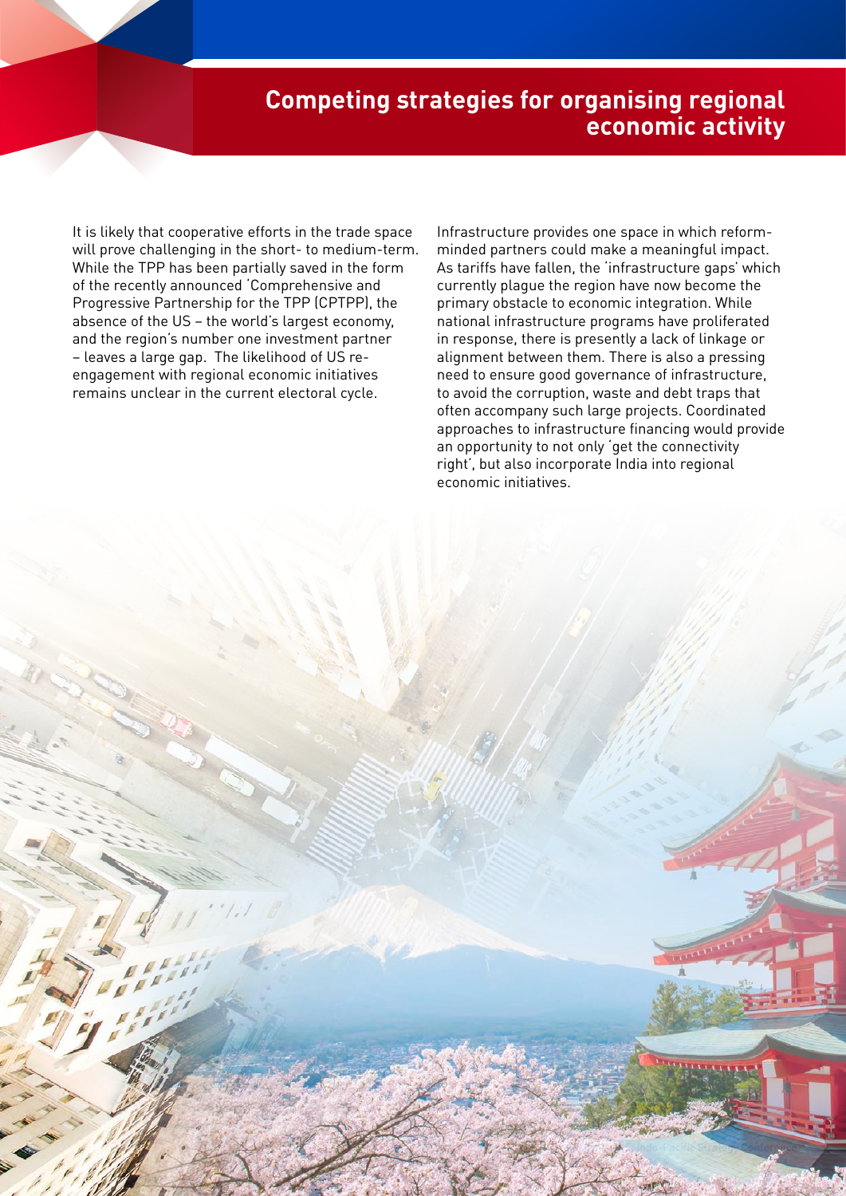## Competing strategies for organising regional economic activity

It is likely that cooperative efforts in the trade space will prove challenging in the short- to medium-term. While the TPP has been partially saved in the form of the recently announced 'Comprehensive and Progressive Partnership for the TPP (CPTPP), the absence of the US – the world's largest economy, and the region's number one investment partner – leaves a large gap. The likelihood of US re-engagement with regional economic initiatives remains unclear in the current electoral cycle.

Infrastructure provides one space in which reform-minded partners could make a meaningful impact. As tariffs have fallen, the 'infrastructure gaps' which currently plague the region have now become the primary obstacle to economic integration. While national infrastructure programs have proliferated in response, there is presently a lack of linkage or alignment between them. There is also a pressing need to ensure good governance of infrastructure, to avoid the corruption, waste and debt traps that often accompany such large projects. Coordinated approaches to infrastructure financing would provide an opportunity to not only 'get the connectivity right', but also incorporate India into regional economic initiatives.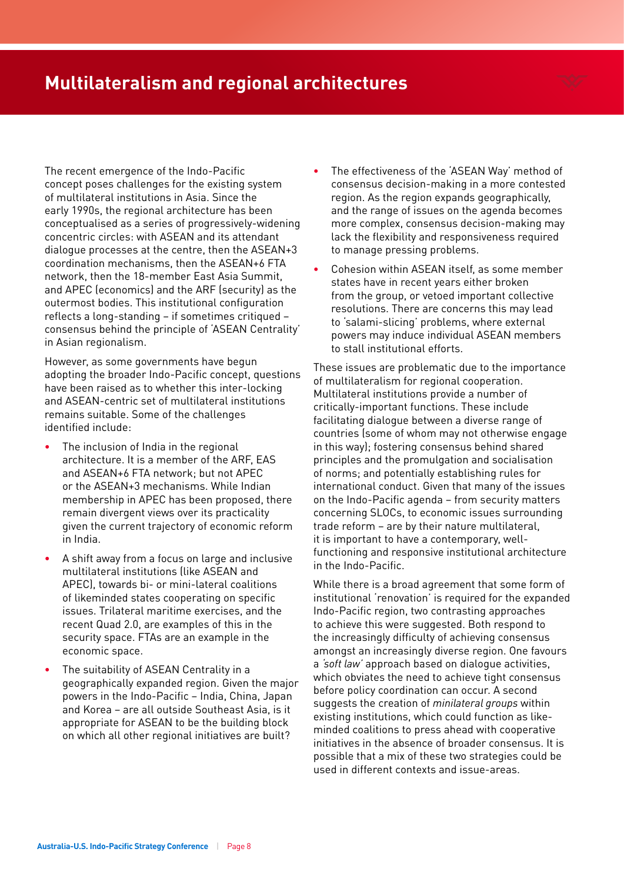# Multilateralism and regional architectures

The recent emergence of the Indo-Pacific concept poses challenges for the existing system of multilateral institutions in Asia. Since the early 1990s, the regional architecture has been conceptualised as a series of progressively-widening concentric circles: with ASEAN and its attendant dialogue processes at the centre, then the ASEAN+3 coordination mechanisms, then the ASEAN+6 FTA network, then the 18-member East Asia Summit, and APEC (economics) and the ARF (security) as the outermost bodies. This institutional configuration reflects a long-standing – if sometimes critiqued – consensus behind the principle of 'ASEAN Centrality' in Asian regionalism.

However, as some governments have begun adopting the broader Indo-Pacific concept, questions have been raised as to whether this inter-locking and ASEAN-centric set of multilateral institutions remains suitable. Some of the challenges identified include:

- The inclusion of India in the regional architecture. It is a member of the ARF, EAS and ASEAN+6 FTA network; but not APEC or the ASEAN+3 mechanisms. While Indian membership in APEC has been proposed, there remain divergent views over its practicality given the current trajectory of economic reform in India.
- A shift away from a focus on large and inclusive multilateral institutions (like ASEAN and APEC), towards bi- or mini-lateral coalitions of likeminded states cooperating on specific issues. Trilateral maritime exercises, and the recent Quad 2.0, are examples of this in the security space. FTAs are an example in the economic space.
- The suitability of ASEAN Centrality in a geographically expanded region. Given the major powers in the Indo-Pacific – India, China, Japan and Korea – are all outside Southeast Asia, is it appropriate for ASEAN to be the building block on which all other regional initiatives are built?
- The effectiveness of the 'ASEAN Way' method of consensus decision-making in a more contested region. As the region expands geographically, and the range of issues on the agenda becomes more complex, consensus decision-making may lack the flexibility and responsiveness required to manage pressing problems.
- Cohesion within ASEAN itself, as some member states have in recent years either broken from the group, or vetoed important collective resolutions. There are concerns this may lead to 'salami-slicing' problems, where external powers may induce individual ASEAN members to stall institutional efforts.

These issues are problematic due to the importance of multilateralism for regional cooperation. Multilateral institutions provide a number of critically-important functions. These include facilitating dialogue between a diverse range of countries (some of whom may not otherwise engage in this way); fostering consensus behind shared principles and the promulgation and socialisation of norms; and potentially establishing rules for international conduct. Given that many of the issues on the Indo-Pacific agenda – from security matters concerning SLOCs, to economic issues surrounding trade reform – are by their nature multilateral, it is important to have a contemporary, well-functioning and responsive institutional architecture in the Indo-Pacific.

While there is a broad agreement that some form of institutional 'renovation' is required for the expanded Indo-Pacific region, two contrasting approaches to achieve this were suggested. Both respond to the increasingly difficulty of achieving consensus amongst an increasingly diverse region. One favours a *'soft law'* approach based on dialogue activities, which obviates the need to achieve tight consensus before policy coordination can occur. A second suggests the creation of *minilateral groups* within existing institutions, which could function as like-minded coalitions to press ahead with cooperative initiatives in the absence of broader consensus. It is possible that a mix of these two strategies could be used in different contexts and issue-areas.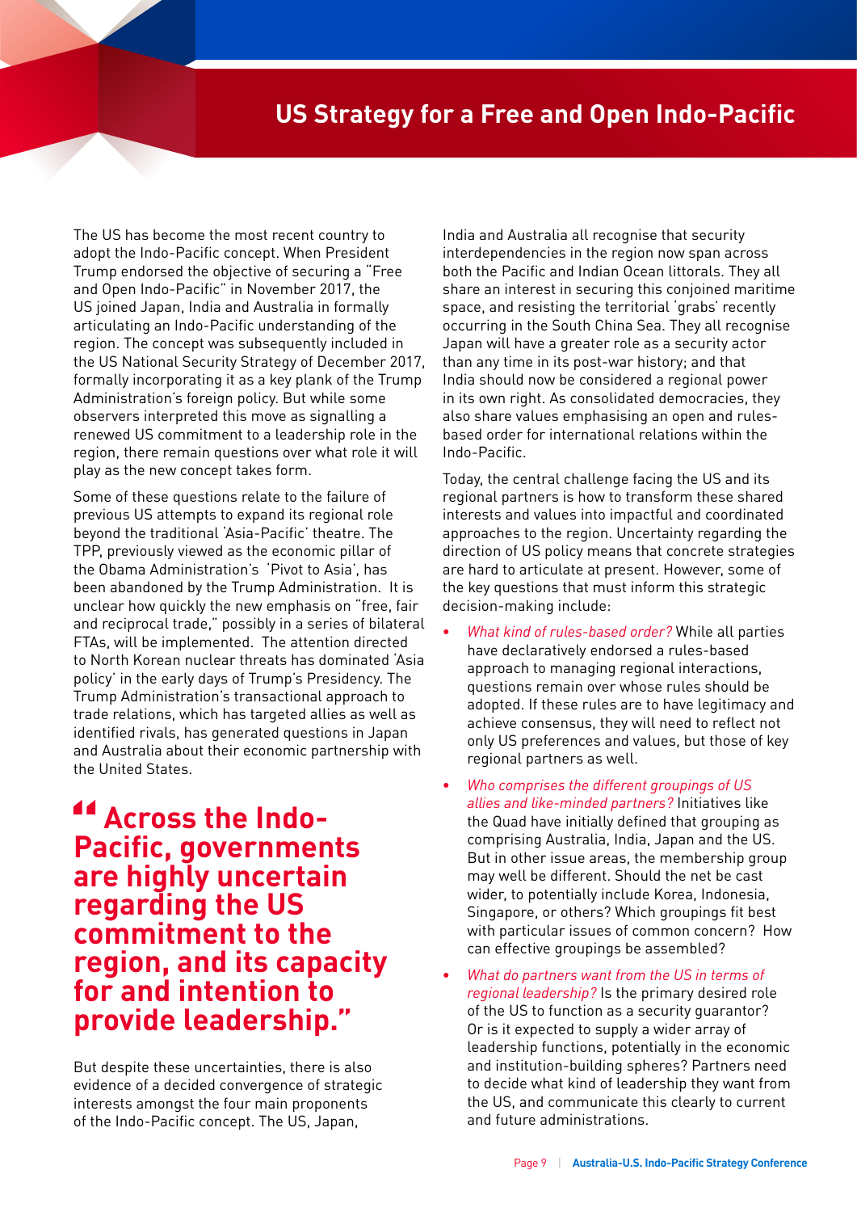# US Strategy for a Free and Open Indo-Pacific

The US has become the most recent country to adopt the Indo-Pacific concept. When President Trump endorsed the objective of securing a "Free and Open Indo-Pacific" in November 2017, the US joined Japan, India and Australia in formally articulating an Indo-Pacific understanding of the region. The concept was subsequently included in the US National Security Strategy of December 2017, formally incorporating it as a key plank of the Trump Administration's foreign policy. But while some observers interpreted this move as signalling a renewed US commitment to a leadership role in the region, there remain questions over what role it will play as the new concept takes form.

Some of these questions relate to the failure of previous US attempts to expand its regional role beyond the traditional 'Asia-Pacific' theatre. The TPP, previously viewed as the economic pillar of the Obama Administration's 'Pivot to Asia', has been abandoned by the Trump Administration. It is unclear how quickly the new emphasis on "free, fair and reciprocal trade," possibly in a series of bilateral FTAs, will be implemented. The attention directed to North Korean nuclear threats has dominated 'Asia policy' in the early days of Trump's Presidency. The Trump Administration's transactional approach to trade relations, which has targeted allies as well as identified rivals, has generated questions in Japan and Australia about their economic partnership with the United States.

> **"Across the Indo-Pacific, governments are highly uncertain regarding the US commitment to the region, and its capacity for and intention to provide leadership."**

But despite these uncertainties, there is also evidence of a decided convergence of strategic interests amongst the four main proponents of the Indo-Pacific concept. The US, Japan, India and Australia all recognise that security interdependencies in the region now span across both the Pacific and Indian Ocean littorals. They all share an interest in securing this conjoined maritime space, and resisting the territorial 'grabs' recently occurring in the South China Sea. They all recognise Japan will have a greater role as a security actor than any time in its post-war history; and that India should now be considered a regional power in its own right. As consolidated democracies, they also share values emphasising an open and rules-based order for international relations within the Indo-Pacific.

Today, the central challenge facing the US and its regional partners is how to transform these shared interests and values into impactful and coordinated approaches to the region. Uncertainty regarding the direction of US policy means that concrete strategies are hard to articulate at present. However, some of the key questions that must inform this strategic decision-making include:

- *What kind of rules-based order?* While all parties have declaratively endorsed a rules-based approach to managing regional interactions, questions remain over whose rules should be adopted. If these rules are to have legitimacy and achieve consensus, they will need to reflect not only US preferences and values, but those of key regional partners as well.
- *Who comprises the different groupings of US allies and like-minded partners?* Initiatives like the Quad have initially defined that grouping as comprising Australia, India, Japan and the US. But in other issue areas, the membership group may well be different. Should the net be cast wider, to potentially include Korea, Indonesia, Singapore, or others? Which groupings fit best with particular issues of common concern? How can effective groupings be assembled?
- *What do partners want from the US in terms of regional leadership?* Is the primary desired role of the US to function as a security guarantor? Or is it expected to supply a wider array of leadership functions, potentially in the economic and institution-building spheres? Partners need to decide what kind of leadership they want from the US, and communicate this clearly to current and future administrations.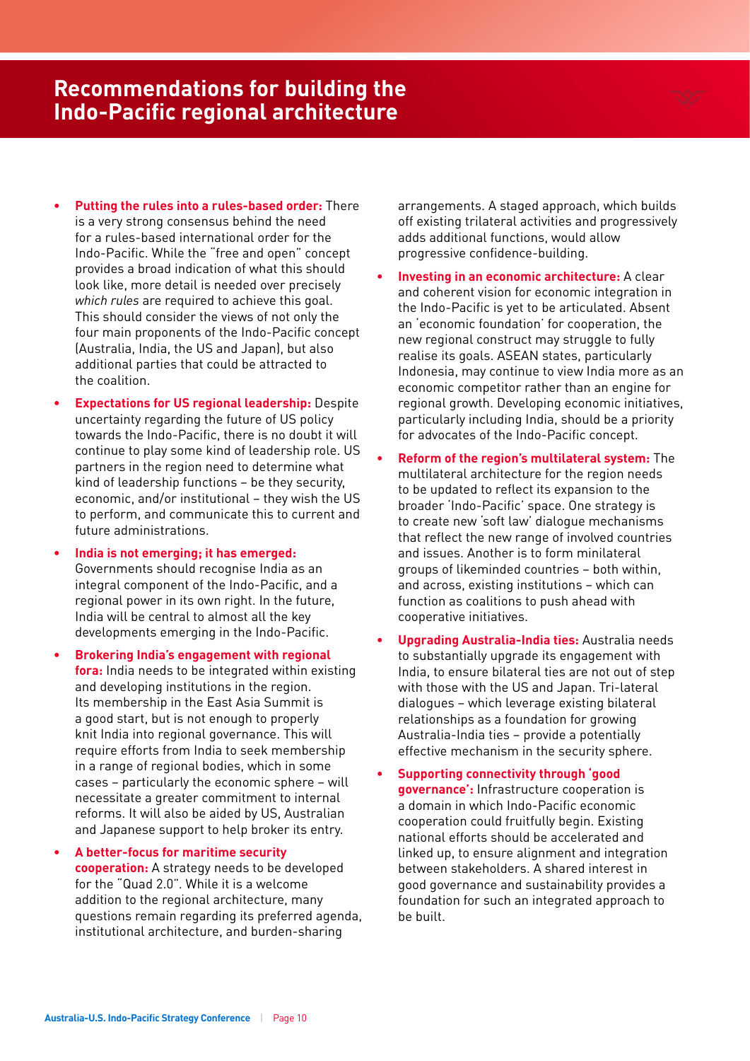# Recommendations for building the Indo-Pacific regional architecture

- **Putting the rules into a rules-based order:** There is a very strong consensus behind the need for a rules-based international order for the Indo-Pacific. While the "free and open" concept provides a broad indication of what this should look like, more detail is needed over precisely *which rules* are required to achieve this goal. This should consider the views of not only the four main proponents of the Indo-Pacific concept (Australia, India, the US and Japan), but also additional parties that could be attracted to the coalition.
- **Expectations for US regional leadership:** Despite uncertainty regarding the future of US policy towards the Indo-Pacific, there is no doubt it will continue to play some kind of leadership role. US partners in the region need to determine what kind of leadership functions – be they security, economic, and/or institutional – they wish the US to perform, and communicate this to current and future administrations.
- **India is not emerging; it has emerged:** Governments should recognise India as an integral component of the Indo-Pacific, and a regional power in its own right. In the future, India will be central to almost all the key developments emerging in the Indo-Pacific.
- **Brokering India's engagement with regional fora:** India needs to be integrated within existing and developing institutions in the region. Its membership in the East Asia Summit is a good start, but is not enough to properly knit India into regional governance. This will require efforts from India to seek membership in a range of regional bodies, which in some cases – particularly the economic sphere – will necessitate a greater commitment to internal reforms. It will also be aided by US, Australian and Japanese support to help broker its entry.
- **A better-focus for maritime security cooperation:** A strategy needs to be developed for the "Quad 2.0". While it is a welcome addition to the regional architecture, many questions remain regarding its preferred agenda, institutional architecture, and burden-sharing arrangements. A staged approach, which builds off existing trilateral activities and progressively adds additional functions, would allow progressive confidence-building.
- **Investing in an economic architecture:** A clear and coherent vision for economic integration in the Indo-Pacific is yet to be articulated. Absent an 'economic foundation' for cooperation, the new regional construct may struggle to fully realise its goals. ASEAN states, particularly Indonesia, may continue to view India more as an economic competitor rather than an engine for regional growth. Developing economic initiatives, particularly including India, should be a priority for advocates of the Indo-Pacific concept.
- **Reform of the region's multilateral system:** The multilateral architecture for the region needs to be updated to reflect its expansion to the broader 'Indo-Pacific' space. One strategy is to create new 'soft law' dialogue mechanisms that reflect the new range of involved countries and issues. Another is to form minilateral groups of likeminded countries – both within, and across, existing institutions – which can function as coalitions to push ahead with cooperative initiatives.
- **Upgrading Australia-India ties:** Australia needs to substantially upgrade its engagement with India, to ensure bilateral ties are not out of step with those with the US and Japan. Tri-lateral dialogues – which leverage existing bilateral relationships as a foundation for growing Australia-India ties – provide a potentially effective mechanism in the security sphere.
- **Supporting connectivity through 'good governance':** Infrastructure cooperation is a domain in which Indo-Pacific economic cooperation could fruitfully begin. Existing national efforts should be accelerated and linked up, to ensure alignment and integration between stakeholders. A shared interest in good governance and sustainability provides a foundation for such an integrated approach to be built.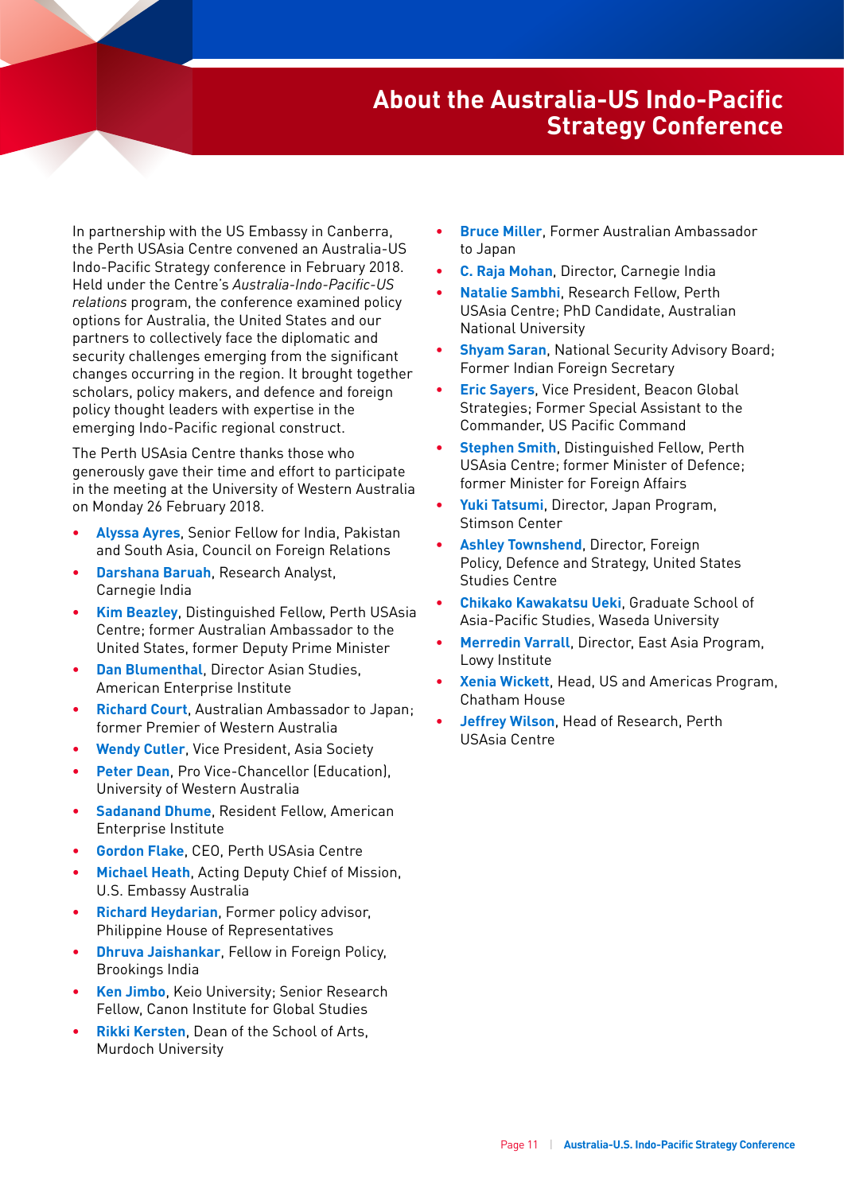# About the Australia-US Indo-Pacific Strategy Conference

In partnership with the US Embassy in Canberra, the Perth USAsia Centre convened an Australia-US Indo-Pacific Strategy conference in February 2018. Held under the Centre's *Australia-Indo-Pacific-US relations* program, the conference examined policy options for Australia, the United States and our partners to collectively face the diplomatic and security challenges emerging from the significant changes occurring in the region. It brought together scholars, policy makers, and defence and foreign policy thought leaders with expertise in the emerging Indo-Pacific regional construct.

The Perth USAsia Centre thanks those who generously gave their time and effort to participate in the meeting at the University of Western Australia on Monday 26 February 2018.

- **Alyssa Ayres**, Senior Fellow for India, Pakistan and South Asia, Council on Foreign Relations
- **Darshana Baruah**, Research Analyst, Carnegie India
- **Kim Beazley**, Distinguished Fellow, Perth USAsia Centre; former Australian Ambassador to the United States, former Deputy Prime Minister
- **Dan Blumenthal**, Director Asian Studies, American Enterprise Institute
- **Richard Court**, Australian Ambassador to Japan; former Premier of Western Australia
- **Wendy Cutler**, Vice President, Asia Society
- **Peter Dean**, Pro Vice-Chancellor (Education), University of Western Australia
- **Sadanand Dhume**, Resident Fellow, American Enterprise Institute
- **Gordon Flake**, CEO, Perth USAsia Centre
- **Michael Heath**, Acting Deputy Chief of Mission, U.S. Embassy Australia
- **Richard Heydarian**, Former policy advisor, Philippine House of Representatives
- **Dhruva Jaishankar**, Fellow in Foreign Policy, Brookings India
- **Ken Jimbo**, Keio University; Senior Research Fellow, Canon Institute for Global Studies
- **Rikki Kersten**, Dean of the School of Arts, Murdoch University
- **Bruce Miller**, Former Australian Ambassador to Japan
- **C. Raja Mohan**, Director, Carnegie India
- **Natalie Sambhi**, Research Fellow, Perth USAsia Centre; PhD Candidate, Australian National University
- **Shyam Saran**, National Security Advisory Board; Former Indian Foreign Secretary
- **Eric Sayers**, Vice President, Beacon Global Strategies; Former Special Assistant to the Commander, US Pacific Command
- **Stephen Smith**, Distinguished Fellow, Perth USAsia Centre; former Minister of Defence; former Minister for Foreign Affairs
- **Yuki Tatsumi**, Director, Japan Program, Stimson Center
- **Ashley Townshend**, Director, Foreign Policy, Defence and Strategy, United States Studies Centre
- **Chikako Kawakatsu Ueki**, Graduate School of Asia-Pacific Studies, Waseda University
- **Merredin Varrall**, Director, East Asia Program, Lowy Institute
- **Xenia Wickett**, Head, US and Americas Program, Chatham House
- **Jeffrey Wilson**, Head of Research, Perth USAsia Centre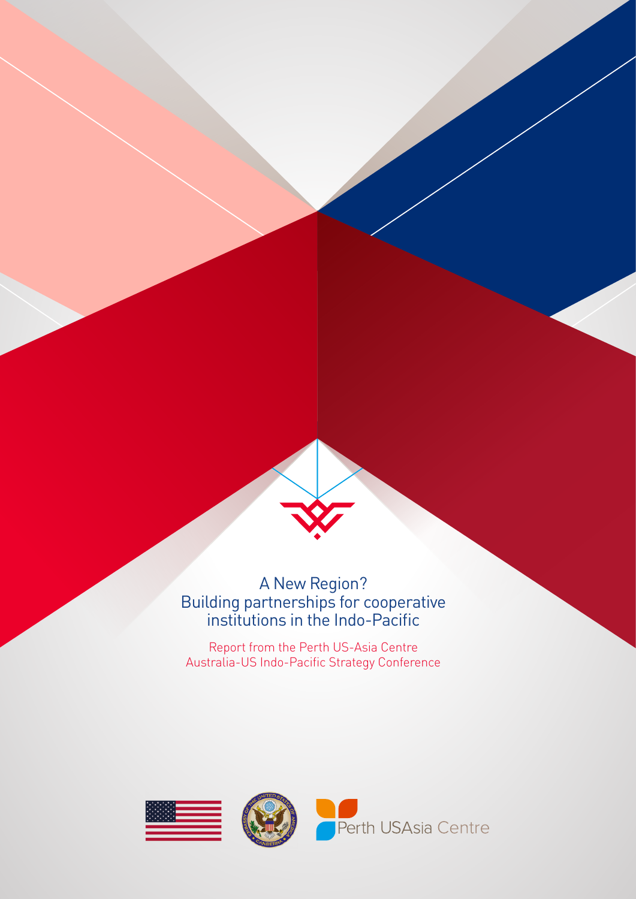A New Region?
Building partnerships for cooperative institutions in the Indo-Pacific

Report from the Perth US-Asia Centre
Australia-US Indo-Pacific Strategy Conference

Perth USAsia Centre